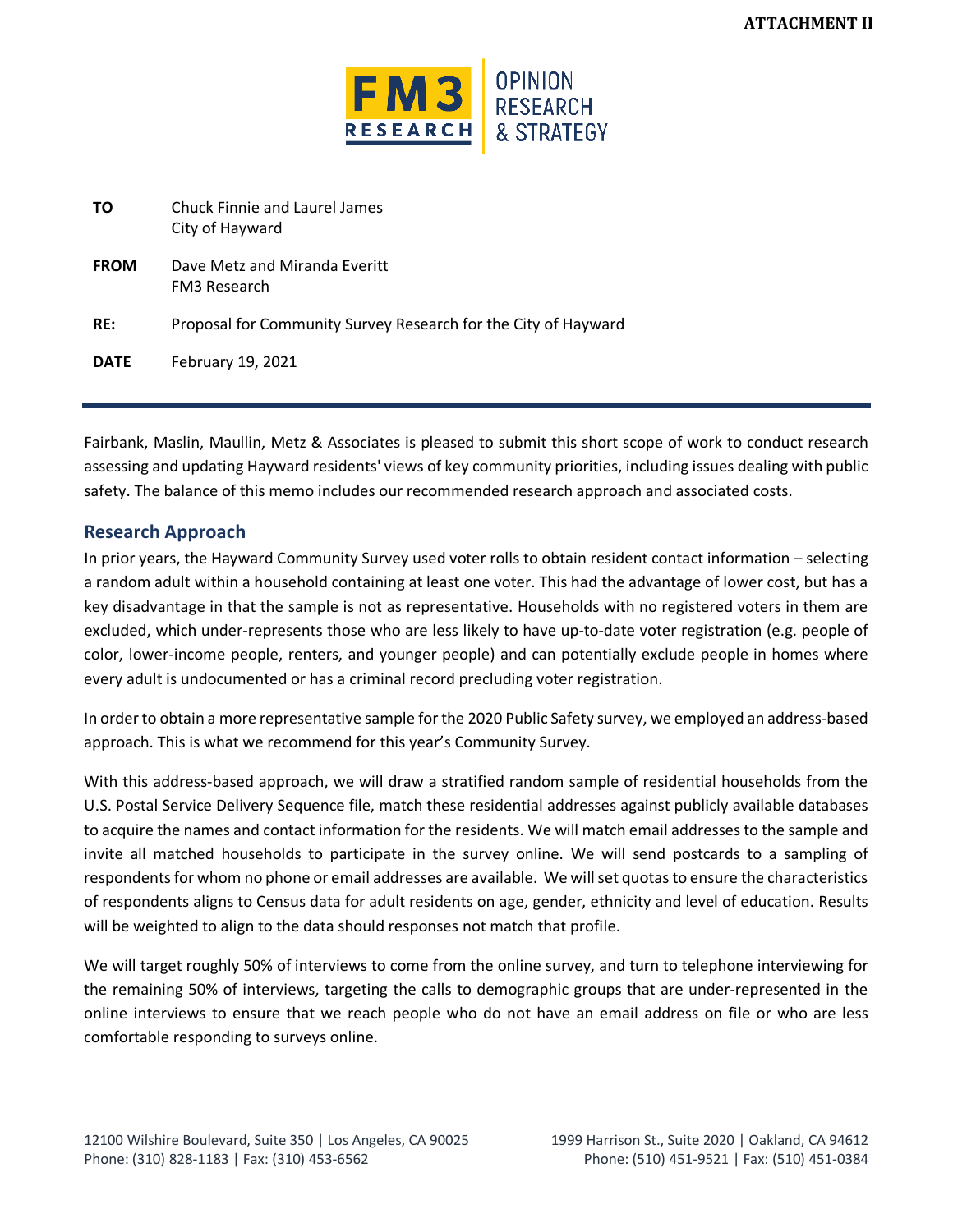**ATTACHMENT II**

FM3 RESEARCH | OPINION RESEARCH & STRATEGY

| | |
|---|---|
| **TO** | Chuck Finnie and Laurel James<br>City of Hayward |
| **FROM** | Dave Metz and Miranda Everitt<br>FM3 Research |
| **RE:** | Proposal for Community Survey Research for the City of Hayward |
| **DATE** | February 19, 2021 |

Fairbank, Maslin, Maullin, Metz & Associates is pleased to submit this short scope of work to conduct research assessing and updating Hayward residents' views of key community priorities, including issues dealing with public safety. The balance of this memo includes our recommended research approach and associated costs.

## Research Approach

In prior years, the Hayward Community Survey used voter rolls to obtain resident contact information – selecting a random adult within a household containing at least one voter. This had the advantage of lower cost, but has a key disadvantage in that the sample is not as representative. Households with no registered voters in them are excluded, which under-represents those who are less likely to have up-to-date voter registration (e.g. people of color, lower-income people, renters, and younger people) and can potentially exclude people in homes where every adult is undocumented or has a criminal record precluding voter registration.

In order to obtain a more representative sample for the 2020 Public Safety survey, we employed an address-based approach. This is what we recommend for this year's Community Survey.

With this address-based approach, we will draw a stratified random sample of residential households from the U.S. Postal Service Delivery Sequence file, match these residential addresses against publicly available databases to acquire the names and contact information for the residents. We will match email addresses to the sample and invite all matched households to participate in the survey online. We will send postcards to a sampling of respondents for whom no phone or email addresses are available. We will set quotas to ensure the characteristics of respondents aligns to Census data for adult residents on age, gender, ethnicity and level of education. Results will be weighted to align to the data should responses not match that profile.

We will target roughly 50% of interviews to come from the online survey, and turn to telephone interviewing for the remaining 50% of interviews, targeting the calls to demographic groups that are under-represented in the online interviews to ensure that we reach people who do not have an email address on file or who are less comfortable responding to surveys online.

12100 Wilshire Boulevard, Suite 350 | Los Angeles, CA 90025
Phone: (310) 828-1183 | Fax: (310) 453-6562

1999 Harrison St., Suite 2020 | Oakland, CA 94612
Phone: (510) 451-9521 | Fax: (510) 451-0384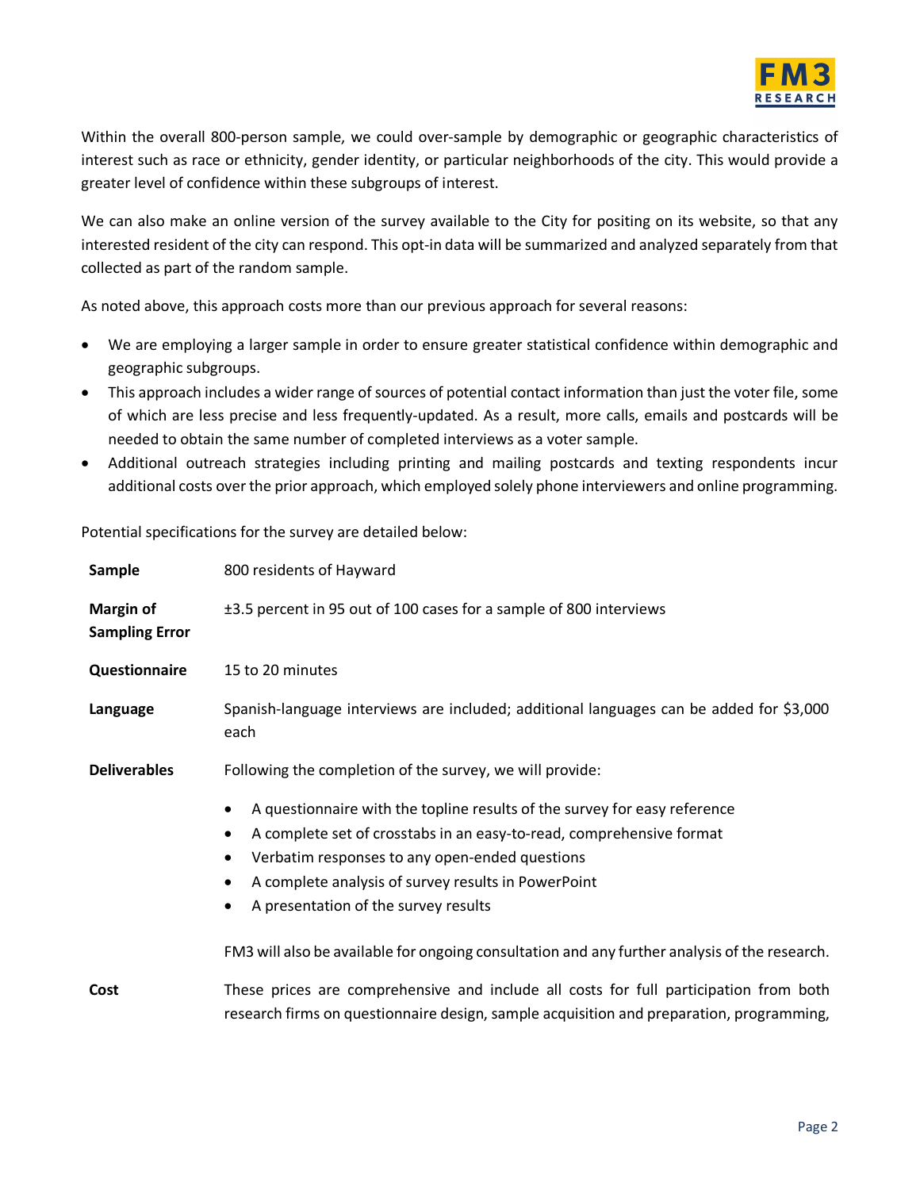Within the overall 800-person sample, we could over-sample by demographic or geographic characteristics of interest such as race or ethnicity, gender identity, or particular neighborhoods of the city. This would provide a greater level of confidence within these subgroups of interest.

We can also make an online version of the survey available to the City for positing on its website, so that any interested resident of the city can respond. This opt-in data will be summarized and analyzed separately from that collected as part of the random sample.

As noted above, this approach costs more than our previous approach for several reasons:

- We are employing a larger sample in order to ensure greater statistical confidence within demographic and geographic subgroups.
- This approach includes a wider range of sources of potential contact information than just the voter file, some of which are less precise and less frequently-updated. As a result, more calls, emails and postcards will be needed to obtain the same number of completed interviews as a voter sample.
- Additional outreach strategies including printing and mailing postcards and texting respondents incur additional costs over the prior approach, which employed solely phone interviewers and online programming.

Potential specifications for the survey are detailed below:

**Sample**

800 residents of Hayward

**Margin of Sampling Error**

±3.5 percent in 95 out of 100 cases for a sample of 800 interviews

**Questionnaire**

15 to 20 minutes

**Language**

Spanish-language interviews are included; additional languages can be added for $3,000 each

**Deliverables**

Following the completion of the survey, we will provide:

- A questionnaire with the topline results of the survey for easy reference
- A complete set of crosstabs in an easy-to-read, comprehensive format
- Verbatim responses to any open-ended questions
- A complete analysis of survey results in PowerPoint
- A presentation of the survey results

FM3 will also be available for ongoing consultation and any further analysis of the research.

**Cost**

These prices are comprehensive and include all costs for full participation from both research firms on questionnaire design, sample acquisition and preparation, programming,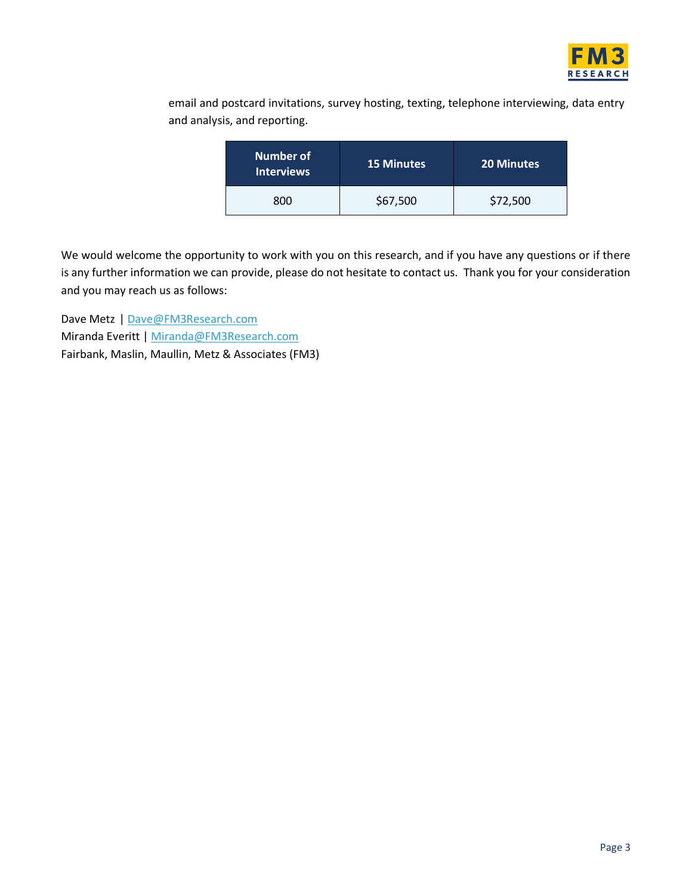email and postcard invitations, survey hosting, texting, telephone interviewing, data entry and analysis, and reporting.

| Number of Interviews | 15 Minutes | 20 Minutes |
| --- | --- | --- |
| 800 | $67,500 | $72,500 |

We would welcome the opportunity to work with you on this research, and if you have any questions or if there is any further information we can provide, please do not hesitate to contact us. Thank you for your consideration and you may reach us as follows:

Dave Metz | Dave@FM3Research.com
Miranda Everitt | Miranda@FM3Research.com
Fairbank, Maslin, Maullin, Metz & Associates (FM3)